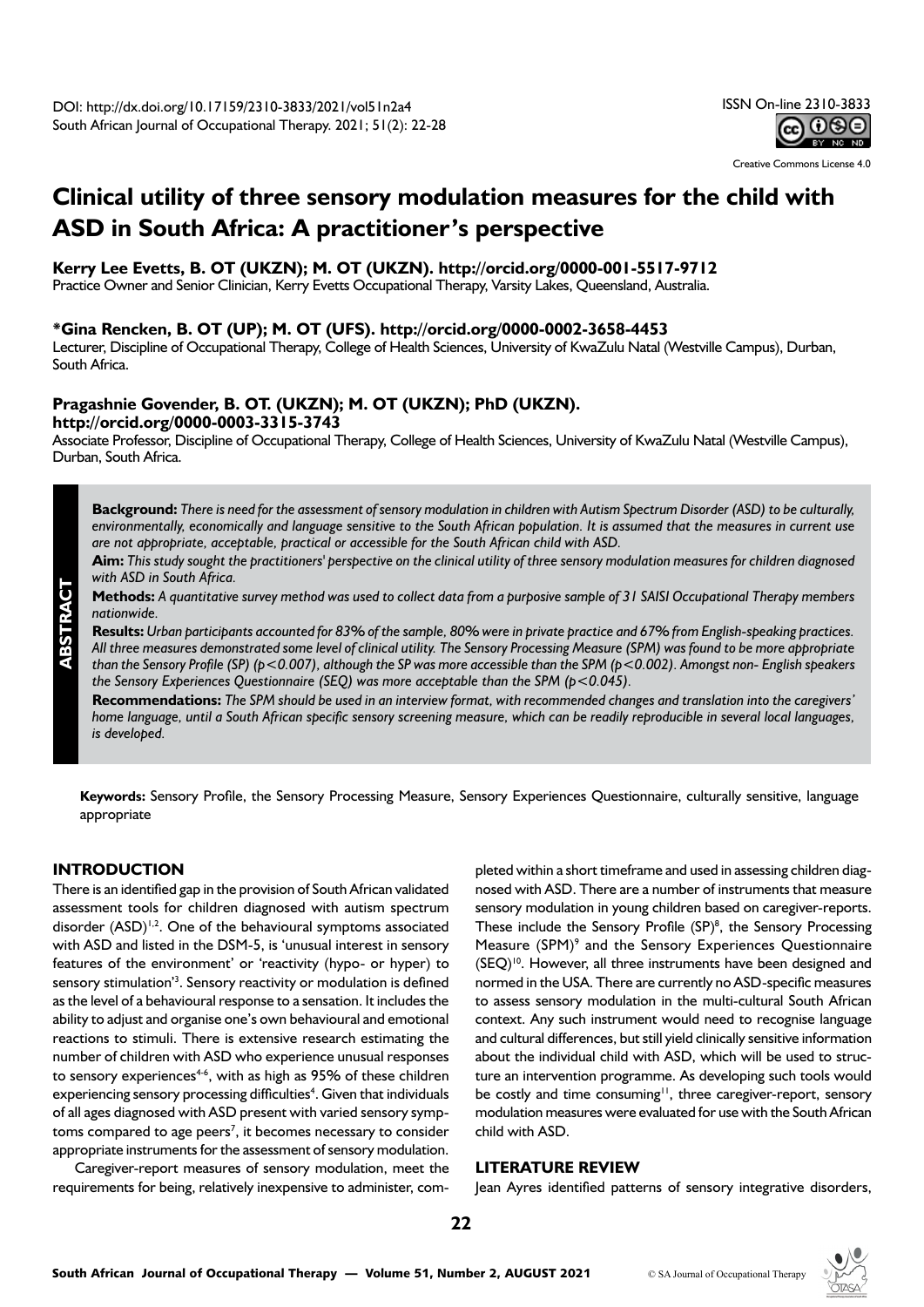DOI: http://dx.doi.org/10.17159/2310-3833/2021/vol51n2a4
South African Journal of Occupational Therapy. 2021; 51(2): 22-28

ISSN On-line 2310-3833

Creative Commons License 4.0

# Clinical utility of three sensory modulation measures for the child with ASD in South Africa: A practitioner's perspective

**Kerry Lee Evetts, B. OT (UKZN); M. OT (UKZN). http://orcid.org/0000-001-5517-9712**
Practice Owner and Senior Clinician, Kerry Evetts Occupational Therapy, Varsity Lakes, Queensland, Australia.

**\*Gina Rencken, B. OT (UP); M. OT (UFS). http://orcid.org/0000-0002-3658-4453**
Lecturer, Discipline of Occupational Therapy, College of Health Sciences, University of KwaZulu Natal (Westville Campus), Durban, South Africa.

**Pragashnie Govender, B. OT. (UKZN); M. OT (UKZN); PhD (UKZN). http://orcid.org/0000-0003-3315-3743**
Associate Professor, Discipline of Occupational Therapy, College of Health Sciences, University of KwaZulu Natal (Westville Campus), Durban, South Africa.

## ABSTRACT

**Background:** *There is need for the assessment of sensory modulation in children with Autism Spectrum Disorder (ASD) to be culturally, environmentally, economically and language sensitive to the South African population. It is assumed that the measures in current use are not appropriate, acceptable, practical or accessible for the South African child with ASD.*

**Aim:** *This study sought the practitioners' perspective on the clinical utility of three sensory modulation measures for children diagnosed with ASD in South Africa.*

**Methods:** *A quantitative survey method was used to collect data from a purposive sample of 31 SAISI Occupational Therapy members nationwide.*

**Results:** *Urban participants accounted for 83% of the sample, 80% were in private practice and 67% from English-speaking practices. All three measures demonstrated some level of clinical utility. The Sensory Processing Measure (SPM) was found to be more appropriate than the Sensory Profile (SP) ($p<0.007$), although the SP was more accessible than the SPM ($p<0.002$). Amongst non- English speakers the Sensory Experiences Questionnaire (SEQ) was more acceptable than the SPM ($p<0.045$).*

**Recommendations:** *The SPM should be used in an interview format, with recommended changes and translation into the caregivers' home language, until a South African specific sensory screening measure, which can be readily reproducible in several local languages, is developed.*

**Keywords:** Sensory Profile, the Sensory Processing Measure, Sensory Experiences Questionnaire, culturally sensitive, language appropriate

## INTRODUCTION

There is an identified gap in the provision of South African validated assessment tools for children diagnosed with autism spectrum disorder (ASD)[1,2]. One of the behavioural symptoms associated with ASD and listed in the DSM-5, is 'unusual interest in sensory features of the environment' or 'reactivity (hypo- or hyper) to sensory stimulation'[3]. Sensory reactivity or modulation is defined as the level of a behavioural response to a sensation. It includes the ability to adjust and organise one's own behavioural and emotional reactions to stimuli. There is extensive research estimating the number of children with ASD who experience unusual responses to sensory experiences[4-6], with as high as 95% of these children experiencing sensory processing difficulties[4]. Given that individuals of all ages diagnosed with ASD present with varied sensory symptoms compared to age peers[7], it becomes necessary to consider appropriate instruments for the assessment of sensory modulation.

Caregiver-report measures of sensory modulation, meet the requirements for being, relatively inexpensive to administer, completed within a short timeframe and used in assessing children diagnosed with ASD. There are a number of instruments that measure sensory modulation in young children based on caregiver-reports. These include the Sensory Profile (SP)[8], the Sensory Processing Measure (SPM)[9] and the Sensory Experiences Questionnaire (SEQ)[10]. However, all three instruments have been designed and normed in the USA. There are currently no ASD-specific measures to assess sensory modulation in the multi-cultural South African context. Any such instrument would need to recognise language and cultural differences, but still yield clinically sensitive information about the individual child with ASD, which will be used to structure an intervention programme. As developing such tools would be costly and time consuming[11], three caregiver-report, sensory modulation measures were evaluated for use with the South African child with ASD.

## LITERATURE REVIEW

Jean Ayres identified patterns of sensory integrative disorders,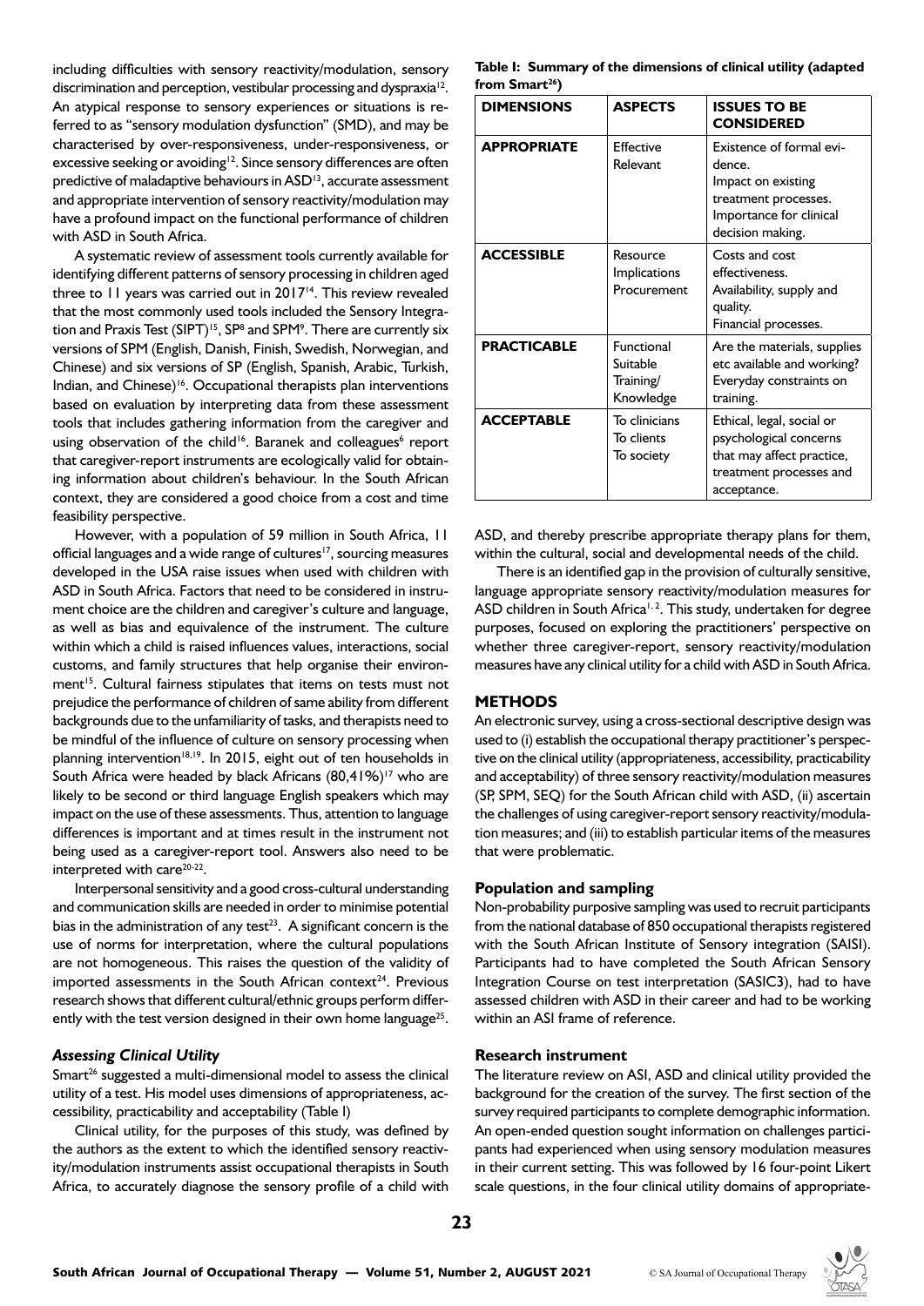including difficulties with sensory reactivity/modulation, sensory discrimination and perception, vestibular processing and dyspraxia[12]. An atypical response to sensory experiences or situations is referred to as "sensory modulation dysfunction" (SMD), and may be characterised by over-responsiveness, under-responsiveness, or excessive seeking or avoiding[12]. Since sensory differences are often predictive of maladaptive behaviours in ASD[13], accurate assessment and appropriate intervention of sensory reactivity/modulation may have a profound impact on the functional performance of children with ASD in South Africa.

A systematic review of assessment tools currently available for identifying different patterns of sensory processing in children aged three to 11 years was carried out in 2017[14]. This review revealed that the most commonly used tools included the Sensory Integration and Praxis Test (SIPT)[15], SP[8] and SPM[9]. There are currently six versions of SPM (English, Danish, Finish, Swedish, Norwegian, and Chinese) and six versions of SP (English, Spanish, Arabic, Turkish, Indian, and Chinese)[16]. Occupational therapists plan interventions based on evaluation by interpreting data from these assessment tools that includes gathering information from the caregiver and using observation of the child[16]. Baranek and colleagues[6] report that caregiver-report instruments are ecologically valid for obtaining information about children's behaviour. In the South African context, they are considered a good choice from a cost and time feasibility perspective.

However, with a population of 59 million in South Africa, 11 official languages and a wide range of cultures[17], sourcing measures developed in the USA raise issues when used with children with ASD in South Africa. Factors that need to be considered in instrument choice are the children and caregiver's culture and language, as well as bias and equivalence of the instrument. The culture within which a child is raised influences values, interactions, social customs, and family structures that help organise their environment[15]. Cultural fairness stipulates that items on tests must not prejudice the performance of children of same ability from different backgrounds due to the unfamiliarity of tasks, and therapists need to be mindful of the influence of culture on sensory processing when planning intervention[18,19]. In 2015, eight out of ten households in South Africa were headed by black Africans (80,41%)[17] who are likely to be second or third language English speakers which may impact on the use of these assessments. Thus, attention to language differences is important and at times result in the instrument not being used as a caregiver-report tool. Answers also need to be interpreted with care[20-22].

Interpersonal sensitivity and a good cross-cultural understanding and communication skills are needed in order to minimise potential bias in the administration of any test[23]. A significant concern is the use of norms for interpretation, where the cultural populations are not homogeneous. This raises the question of the validity of imported assessments in the South African context[24]. Previous research shows that different cultural/ethnic groups perform differently with the test version designed in their own home language[25].

### *Assessing Clinical Utility*

Smart[26] suggested a multi-dimensional model to assess the clinical utility of a test. His model uses dimensions of appropriateness, accessibility, practicability and acceptability (Table I)

Clinical utility, for the purposes of this study, was defined by the authors as the extent to which the identified sensory reactivity/modulation instruments assist occupational therapists in South Africa, to accurately diagnose the sensory profile of a child with ASD, and thereby prescribe appropriate therapy plans for them, within the cultural, social and developmental needs of the child.

There is an identified gap in the provision of culturally sensitive, language appropriate sensory reactivity/modulation measures for ASD children in South Africa[1, 2]. This study, undertaken for degree purposes, focused on exploring the practitioners' perspective on whether three caregiver-report, sensory reactivity/modulation measures have any clinical utility for a child with ASD in South Africa.

**Table I: Summary of the dimensions of clinical utility (adapted from Smart[26])**

| DIMENSIONS | ASPECTS | ISSUES TO BE CONSIDERED |
|---|---|---|
| **APPROPRIATE** | Effective<br>Relevant | Existence of formal evidence.<br>Impact on existing treatment processes.<br>Importance for clinical decision making. |
| **ACCESSIBLE** | Resource Implications<br>Procurement | Costs and cost effectiveness.<br>Availability, supply and quality.<br>Financial processes. |
| **PRACTICABLE** | Functional<br>Suitable<br>Training/ Knowledge | Are the materials, supplies etc available and working?<br>Everyday constraints on training. |
| **ACCEPTABLE** | To clinicians<br>To clients<br>To society | Ethical, legal, social or psychological concerns that may affect practice, treatment processes and acceptance. |

## METHODS

An electronic survey, using a cross-sectional descriptive design was used to (i) establish the occupational therapy practitioner's perspective on the clinical utility (appropriateness, accessibility, practicability and acceptability) of three sensory reactivity/modulation measures (SP, SPM, SEQ) for the South African child with ASD, (ii) ascertain the challenges of using caregiver-report sensory reactivity/modulation measures; and (iii) to establish particular items of the measures that were problematic.

### Population and sampling

Non-probability purposive sampling was used to recruit participants from the national database of 850 occupational therapists registered with the South African Institute of Sensory integration (SAISI). Participants had to have completed the South African Sensory Integration Course on test interpretation (SASIC3), had to have assessed children with ASD in their career and had to be working within an ASI frame of reference.

### Research instrument

The literature review on ASI, ASD and clinical utility provided the background for the creation of the survey. The first section of the survey required participants to complete demographic information. An open-ended question sought information on challenges participants had experienced when using sensory modulation measures in their current setting. This was followed by 16 four-point Likert scale questions, in the four clinical utility domains of appropriate-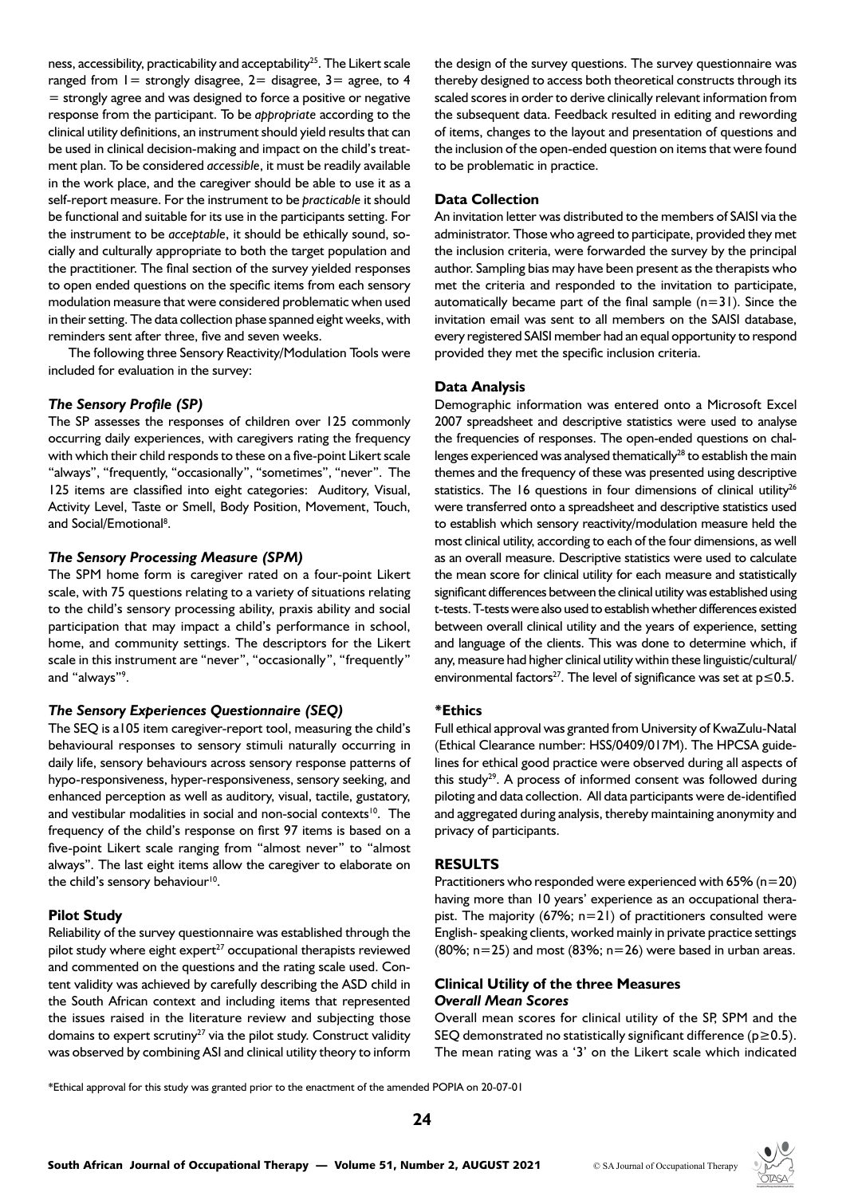ness, accessibility, practicability and acceptability[25]. The Likert scale ranged from 1= strongly disagree, 2= disagree, 3= agree, to 4 = strongly agree and was designed to force a positive or negative response from the participant. To be *appropriate* according to the clinical utility definitions, an instrument should yield results that can be used in clinical decision-making and impact on the child's treatment plan. To be considered *accessible*, it must be readily available in the work place, and the caregiver should be able to use it as a self-report measure. For the instrument to be *practicable* it should be functional and suitable for its use in the participants setting. For the instrument to be *acceptable*, it should be ethically sound, socially and culturally appropriate to both the target population and the practitioner. The final section of the survey yielded responses to open ended questions on the specific items from each sensory modulation measure that were considered problematic when used in their setting. The data collection phase spanned eight weeks, with reminders sent after three, five and seven weeks.

The following three Sensory Reactivity/Modulation Tools were included for evaluation in the survey:

### *The Sensory Profile (SP)*

The SP assesses the responses of children over 125 commonly occurring daily experiences, with caregivers rating the frequency with which their child responds to these on a five-point Likert scale "always", "frequently", "occasionally", "sometimes", "never". The 125 items are classified into eight categories: Auditory, Visual, Activity Level, Taste or Smell, Body Position, Movement, Touch, and Social/Emotional[8].

### *The Sensory Processing Measure (SPM)*

The SPM home form is caregiver rated on a four-point Likert scale, with 75 questions relating to a variety of situations relating to the child's sensory processing ability, praxis ability and social participation that may impact a child's performance in school, home, and community settings. The descriptors for the Likert scale in this instrument are "never", "occasionally", "frequently" and "always"[9].

### *The Sensory Experiences Questionnaire (SEQ)*

The SEQ is a105 item caregiver-report tool, measuring the child's behavioural responses to sensory stimuli naturally occurring in daily life, sensory behaviours across sensory response patterns of hypo-responsiveness, hyper-responsiveness, sensory seeking, and enhanced perception as well as auditory, visual, tactile, gustatory, and vestibular modalities in social and non-social contexts[10]. The frequency of the child's response on first 97 items is based on a five-point Likert scale ranging from "almost never" to "almost always". The last eight items allow the caregiver to elaborate on the child's sensory behaviour[10].

### Pilot Study

Reliability of the survey questionnaire was established through the pilot study where eight expert[27] occupational therapists reviewed and commented on the questions and the rating scale used. Content validity was achieved by carefully describing the ASD child in the South African context and including items that represented the issues raised in the literature review and subjecting those domains to expert scrutiny[27] via the pilot study. Construct validity was observed by combining ASI and clinical utility theory to inform the design of the survey questions. The survey questionnaire was thereby designed to access both theoretical constructs through its scaled scores in order to derive clinically relevant information from the subsequent data. Feedback resulted in editing and rewording of items, changes to the layout and presentation of questions and the inclusion of the open-ended question on items that were found to be problematic in practice.

### Data Collection

An invitation letter was distributed to the members of SAISI via the administrator. Those who agreed to participate, provided they met the inclusion criteria, were forwarded the survey by the principal author. Sampling bias may have been present as the therapists who met the criteria and responded to the invitation to participate, automatically became part of the final sample (n=31). Since the invitation email was sent to all members on the SAISI database, every registered SAISI member had an equal opportunity to respond provided they met the specific inclusion criteria.

### Data Analysis

Demographic information was entered onto a Microsoft Excel 2007 spreadsheet and descriptive statistics were used to analyse the frequencies of responses. The open-ended questions on challenges experienced was analysed thematically[28] to establish the main themes and the frequency of these was presented using descriptive statistics. The 16 questions in four dimensions of clinical utility[26] were transferred onto a spreadsheet and descriptive statistics used to establish which sensory reactivity/modulation measure held the most clinical utility, according to each of the four dimensions, as well as an overall measure. Descriptive statistics were used to calculate the mean score for clinical utility for each measure and statistically significant differences between the clinical utility was established using t-tests. T-tests were also used to establish whether differences existed between overall clinical utility and the years of experience, setting and language of the clients. This was done to determine which, if any, measure had higher clinical utility within these linguistic/cultural/environmental factors[27]. The level of significance was set at $p \leq 0.5$.

### *Ethics

Full ethical approval was granted from University of KwaZulu-Natal (Ethical Clearance number: HSS/0409/017M). The HPCSA guidelines for ethical good practice were observed during all aspects of this study[29]. A process of informed consent was followed during piloting and data collection. All data participants were de-identified and aggregated during analysis, thereby maintaining anonymity and privacy of participants.

## RESULTS

Practitioners who responded were experienced with 65% (n=20) having more than 10 years' experience as an occupational therapist. The majority (67%; n=21) of practitioners consulted were English- speaking clients, worked mainly in private practice settings (80%; n=25) and most (83%; n=26) were based in urban areas.

### Clinical Utility of the three Measures

#### *Overall Mean Scores*

Overall mean scores for clinical utility of the SP, SPM and the SEQ demonstrated no statistically significant difference ($p \geq 0.5$). The mean rating was a '3' on the Likert scale which indicated

*Ethical approval for this study was granted prior to the enactment of the amended POPIA on 20-07-01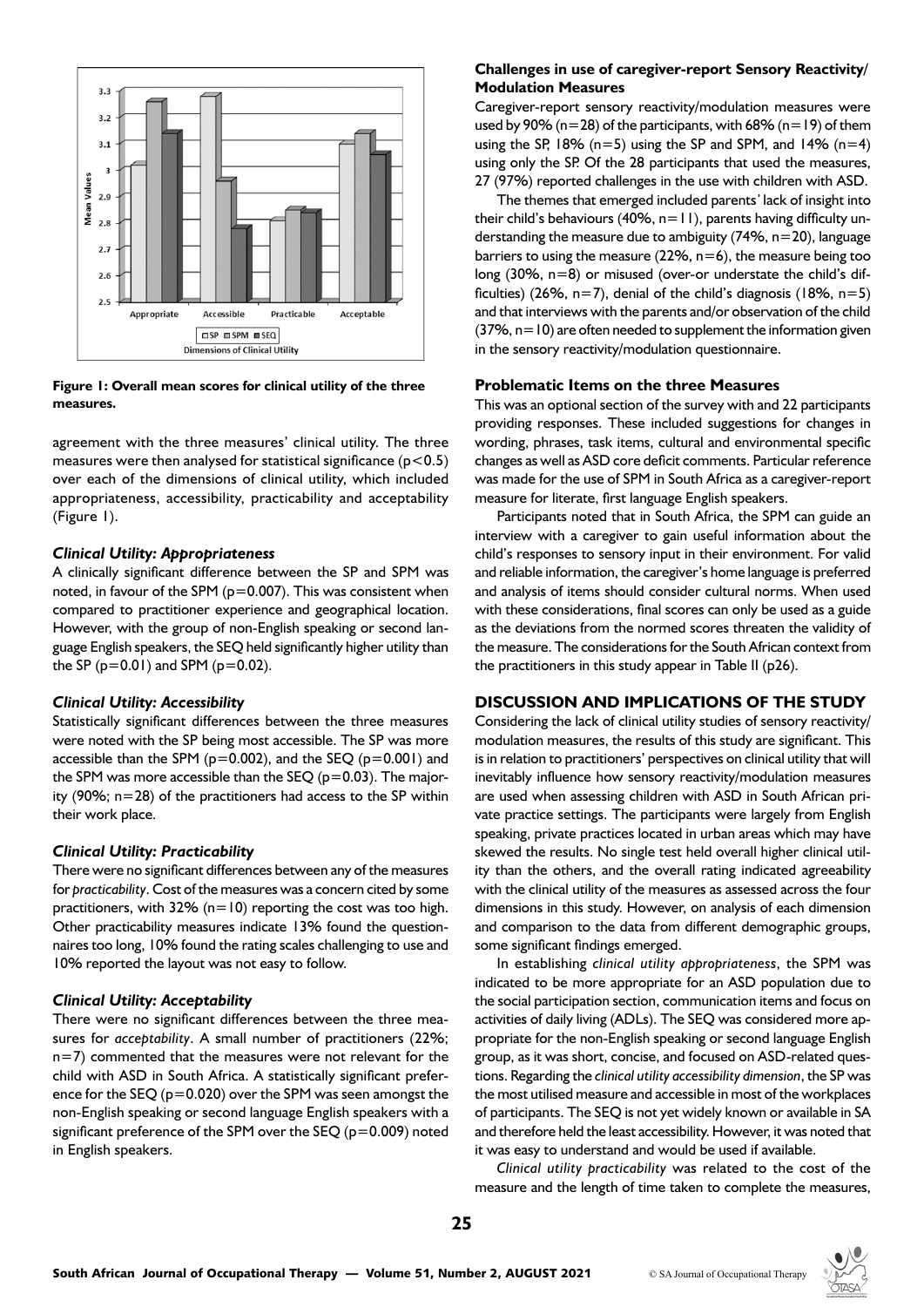Figure 1: Overall mean scores for clinical utility of the three measures.

agreement with the three measures' clinical utility. The three measures were then analysed for statistical significance ($p<0.5$) over each of the dimensions of clinical utility, which included appropriateness, accessibility, practicability and acceptability (Figure 1).

### *Clinical Utility: Appropriateness*

A clinically significant difference between the SP and SPM was noted, in favour of the SPM ($p=0.007$). This was consistent when compared to practitioner experience and geographical location. However, with the group of non-English speaking or second language English speakers, the SEQ held significantly higher utility than the SP ($p=0.01$) and SPM ($p=0.02$).

### *Clinical Utility: Accessibility*

Statistically significant differences between the three measures were noted with the SP being most accessible. The SP was more accessible than the SPM ($p=0.002$), and the SEQ ($p=0.001$) and the SPM was more accessible than the SEQ ($p=0.03$). The majority (90%; n=28) of the practitioners had access to the SP within their work place.

### *Clinical Utility: Practicability*

There were no significant differences between any of the measures for *practicability*. Cost of the measures was a concern cited by some practitioners, with 32% (n=10) reporting the cost was too high. Other practicability measures indicate 13% found the questionnaires too long, 10% found the rating scales challenging to use and 10% reported the layout was not easy to follow.

### *Clinical Utility: Acceptability*

There were no significant differences between the three measures for *acceptability*. A small number of practitioners (22%; n=7) commented that the measures were not relevant for the child with ASD in South Africa. A statistically significant preference for the SEQ ($p=0.020$) over the SPM was seen amongst the non-English speaking or second language English speakers with a significant preference of the SPM over the SEQ ($p=0.009$) noted in English speakers.

### **Challenges in use of caregiver-report Sensory Reactivity/ Modulation Measures**

Caregiver-report sensory reactivity/modulation measures were used by 90% (n=28) of the participants, with 68% (n=19) of them using the SP, 18% (n=5) using the SP and SPM, and 14% (n=4) using only the SP. Of the 28 participants that used the measures, 27 (97%) reported challenges in the use with children with ASD.

The themes that emerged included parents' lack of insight into their child's behaviours (40%, n=11), parents having difficulty understanding the measure due to ambiguity (74%, n=20), language barriers to using the measure (22%, n=6), the measure being too long (30%, n=8) or misused (over-or understate the child's difficulties) (26%, n=7), denial of the child's diagnosis (18%, n=5) and that interviews with the parents and/or observation of the child (37%, n=10) are often needed to supplement the information given in the sensory reactivity/modulation questionnaire.

### **Problematic Items on the three Measures**

This was an optional section of the survey with and 22 participants providing responses. These included suggestions for changes in wording, phrases, task items, cultural and environmental specific changes as well as ASD core deficit comments. Particular reference was made for the use of SPM in South Africa as a caregiver-report measure for literate, first language English speakers.

Participants noted that in South Africa, the SPM can guide an interview with a caregiver to gain useful information about the child's responses to sensory input in their environment. For valid and reliable information, the caregiver's home language is preferred and analysis of items should consider cultural norms. When used with these considerations, final scores can only be used as a guide as the deviations from the normed scores threaten the validity of the measure. The considerations for the South African context from the practitioners in this study appear in Table II (p26).

## **DISCUSSION AND IMPLICATIONS OF THE STUDY**

Considering the lack of clinical utility studies of sensory reactivity/ modulation measures, the results of this study are significant. This is in relation to practitioners' perspectives on clinical utility that will inevitably influence how sensory reactivity/modulation measures are used when assessing children with ASD in South African private practice settings. The participants were largely from English speaking, private practices located in urban areas which may have skewed the results. No single test held overall higher clinical utility than the others, and the overall rating indicated agreeability with the clinical utility of the measures as assessed across the four dimensions in this study. However, on analysis of each dimension and comparison to the data from different demographic groups, some significant findings emerged.

In establishing *clinical utility appropriateness*, the SPM was indicated to be more appropriate for an ASD population due to the social participation section, communication items and focus on activities of daily living (ADLs). The SEQ was considered more appropriate for the non-English speaking or second language English group, as it was short, concise, and focused on ASD-related questions. Regarding the *clinical utility accessibility dimension*, the SP was the most utilised measure and accessible in most of the workplaces of participants. The SEQ is not yet widely known or available in SA and therefore held the least accessibility. However, it was noted that it was easy to understand and would be used if available.

*Clinical utility practicability* was related to the cost of the measure and the length of time taken to complete the measures,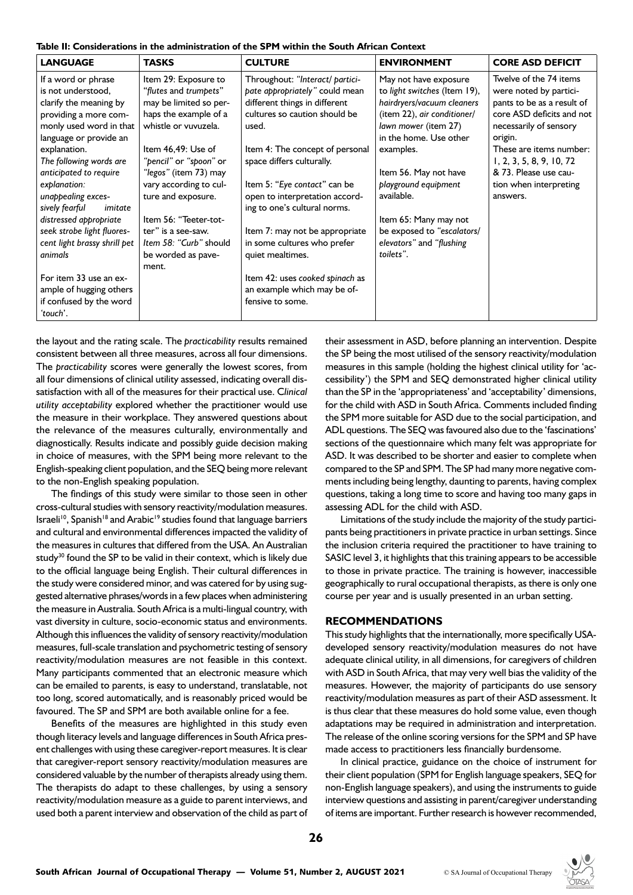**Table II: Considerations in the administration of the SPM within the South African Context**

| LANGUAGE | TASKS | CULTURE | ENVIRONMENT | CORE ASD DEFICIT |
|---|---|---|---|---|
| If a word or phrase is not understood, clarify the meaning by providing a more commonly used word in that language or provide an explanation.<br>*The following words are anticipated to require explanation:*<br>*unappealing excessively fearful imitate distressed appropriate seek strobe light fluorescent light brassy shrill pet animals*<br>For item 33 use an example of hugging others if confused by the word *'touch'*. | Item 29: Exposure to "*flutes* and *trumpets*" may be limited so perhaps the example of a whistle or vuvuzela.<br>Item 46,49: Use of *"pencil"* or *"spoon"* or *"legos"* (item 73) may vary according to culture and exposure.<br>Item 56: "Teeter-totter" is a see-saw.<br>*Item 58: "Curb"* should be worded as pavement. | Throughout: *"Interact/ participate appropriately"* could mean different things in different cultures so caution should be used.<br>Item 4: The concept of personal space differs culturally.<br>Item 5: "*Eye contact*" can be open to interpretation according to one's cultural norms.<br>Item 7: may not be appropriate in some cultures who prefer quiet mealtimes.<br>Item 42: uses *cooked spinach* as an example which may be offensive to some. | May not have exposure to *light switches* (Item 19), *hairdryers/vacuum cleaners* (item 22), *air conditioner/ lawn mower* (item 27) in the home. Use other examples.<br>Item 56. May not have *playground equipment* available.<br>Item 65: Many may not be exposed to *"escalators/ elevators"* and *"flushing toilets"*. | Twelve of the 74 items were noted by participants to be as a result of core ASD deficits and not necessarily of sensory origin.<br>These are items number: 1, 2, 3, 5, 8, 9, 10, 72 & 73. Please use caution when interpreting answers. |

the layout and the rating scale. The *practicability* results remained consistent between all three measures, across all four dimensions. The *practicability* scores were generally the lowest scores, from all four dimensions of clinical utility assessed, indicating overall dissatisfaction with all of the measures for their practical use. *Clinical utility acceptability* explored whether the practitioner would use the measure in their workplace. They answered questions about the relevance of the measures culturally, environmentally and diagnostically. Results indicate and possibly guide decision making in choice of measures, with the SPM being more relevant to the English-speaking client population, and the SEQ being more relevant to the non-English speaking population.

The findings of this study were similar to those seen in other cross-cultural studies with sensory reactivity/modulation measures. Israeli[10], Spanish[18] and Arabic[19] studies found that language barriers and cultural and environmental differences impacted the validity of the measures in cultures that differed from the USA. An Australian study[30] found the SP to be valid in their context, which is likely due to the official language being English. Their cultural differences in the study were considered minor, and was catered for by using suggested alternative phrases/words in a few places when administering the measure in Australia. South Africa is a multi-lingual country, with vast diversity in culture, socio-economic status and environments. Although this influences the validity of sensory reactivity/modulation measures, full-scale translation and psychometric testing of sensory reactivity/modulation measures are not feasible in this context. Many participants commented that an electronic measure which can be emailed to parents, is easy to understand, translatable, not too long, scored automatically, and is reasonably priced would be favoured. The SP and SPM are both available online for a fee.

Benefits of the measures are highlighted in this study even though literacy levels and language differences in South Africa present challenges with using these caregiver-report measures. It is clear that caregiver-report sensory reactivity/modulation measures are considered valuable by the number of therapists already using them. The therapists do adapt to these challenges, by using a sensory reactivity/modulation measure as a guide to parent interviews, and used both a parent interview and observation of the child as part of their assessment in ASD, before planning an intervention. Despite the SP being the most utilised of the sensory reactivity/modulation measures in this sample (holding the highest clinical utility for 'accessibility') the SPM and SEQ demonstrated higher clinical utility than the SP in the 'appropriateness' and 'acceptability' dimensions, for the child with ASD in South Africa. Comments included finding the SPM more suitable for ASD due to the social participation, and ADL questions. The SEQ was favoured also due to the 'fascinations' sections of the questionnaire which many felt was appropriate for ASD. It was described to be shorter and easier to complete when compared to the SP and SPM. The SP had many more negative comments including being lengthy, daunting to parents, having complex questions, taking a long time to score and having too many gaps in assessing ADL for the child with ASD.

Limitations of the study include the majority of the study participants being practitioners in private practice in urban settings. Since the inclusion criteria required the practitioner to have training to SASIC level 3, it highlights that this training appears to be accessible to those in private practice. The training is however, inaccessible geographically to rural occupational therapists, as there is only one course per year and is usually presented in an urban setting.

## RECOMMENDATIONS

This study highlights that the internationally, more specifically USA-developed sensory reactivity/modulation measures do not have adequate clinical utility, in all dimensions, for caregivers of children with ASD in South Africa, that may very well bias the validity of the measures. However, the majority of participants do use sensory reactivity/modulation measures as part of their ASD assessment. It is thus clear that these measures do hold some value, even though adaptations may be required in administration and interpretation. The release of the online scoring versions for the SPM and SP have made access to practitioners less financially burdensome.

In clinical practice, guidance on the choice of instrument for their client population (SPM for English language speakers, SEQ for non-English language speakers), and using the instruments to guide interview questions and assisting in parent/caregiver understanding of items are important. Further research is however recommended,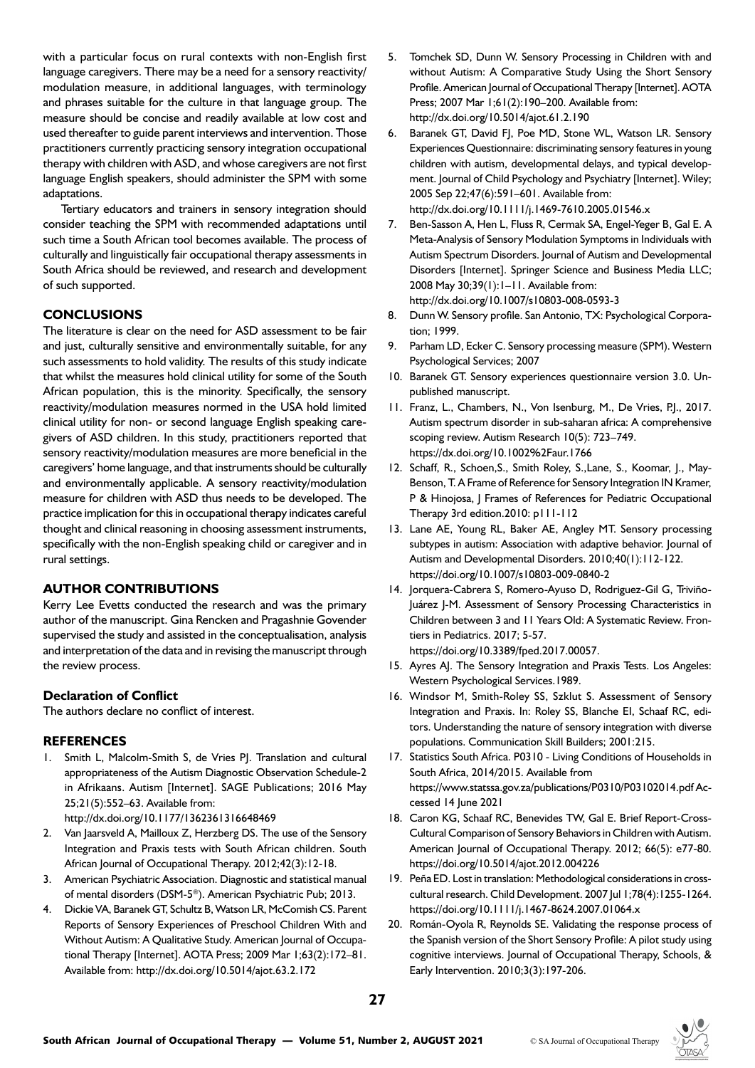with a particular focus on rural contexts with non-English first language caregivers. There may be a need for a sensory reactivity/ modulation measure, in additional languages, with terminology and phrases suitable for the culture in that language group. The measure should be concise and readily available at low cost and used thereafter to guide parent interviews and intervention. Those practitioners currently practicing sensory integration occupational therapy with children with ASD, and whose caregivers are not first language English speakers, should administer the SPM with some adaptations.

Tertiary educators and trainers in sensory integration should consider teaching the SPM with recommended adaptations until such time a South African tool becomes available. The process of culturally and linguistically fair occupational therapy assessments in South Africa should be reviewed, and research and development of such supported.

## CONCLUSIONS

The literature is clear on the need for ASD assessment to be fair and just, culturally sensitive and environmentally suitable, for any such assessments to hold validity. The results of this study indicate that whilst the measures hold clinical utility for some of the South African population, this is the minority. Specifically, the sensory reactivity/modulation measures normed in the USA hold limited clinical utility for non- or second language English speaking caregivers of ASD children. In this study, practitioners reported that sensory reactivity/modulation measures are more beneficial in the caregivers' home language, and that instruments should be culturally and environmentally applicable. A sensory reactivity/modulation measure for children with ASD thus needs to be developed. The practice implication for this in occupational therapy indicates careful thought and clinical reasoning in choosing assessment instruments, specifically with the non-English speaking child or caregiver and in rural settings.

## AUTHOR CONTRIBUTIONS

Kerry Lee Evetts conducted the research and was the primary author of the manuscript. Gina Rencken and Pragashnie Govender supervised the study and assisted in the conceptualisation, analysis and interpretation of the data and in revising the manuscript through the review process.

### Declaration of Conflict

The authors declare no conflict of interest.

## REFERENCES

1. Smith L, Malcolm-Smith S, de Vries PJ. Translation and cultural appropriateness of the Autism Diagnostic Observation Schedule-2 in Afrikaans. Autism [Internet]. SAGE Publications; 2016 May 25;21(5):552–63. Available from: http://dx.doi.org/10.1177/1362361316648469
2. Van Jaarsveld A, Mailloux Z, Herzberg DS. The use of the Sensory Integration and Praxis tests with South African children. South African Journal of Occupational Therapy. 2012;42(3):12-18.
3. American Psychiatric Association. Diagnostic and statistical manual of mental disorders (DSM-5®). American Psychiatric Pub; 2013.
4. Dickie VA, Baranek GT, Schultz B, Watson LR, McComish CS. Parent Reports of Sensory Experiences of Preschool Children With and Without Autism: A Qualitative Study. American Journal of Occupational Therapy [Internet]. AOTA Press; 2009 Mar 1;63(2):172–81. Available from: http://dx.doi.org/10.5014/ajot.63.2.172
5. Tomchek SD, Dunn W. Sensory Processing in Children with and without Autism: A Comparative Study Using the Short Sensory Profile. American Journal of Occupational Therapy [Internet]. AOTA Press; 2007 Mar 1;61(2):190–200. Available from: http://dx.doi.org/10.5014/ajot.61.2.190
6. Baranek GT, David FJ, Poe MD, Stone WL, Watson LR. Sensory Experiences Questionnaire: discriminating sensory features in young children with autism, developmental delays, and typical development. Journal of Child Psychology and Psychiatry [Internet]. Wiley; 2005 Sep 22;47(6):591–601. Available from: http://dx.doi.org/10.1111/j.1469-7610.2005.01546.x
7. Ben-Sasson A, Hen L, Fluss R, Cermak SA, Engel-Yeger B, Gal E. A Meta-Analysis of Sensory Modulation Symptoms in Individuals with Autism Spectrum Disorders. Journal of Autism and Developmental Disorders [Internet]. Springer Science and Business Media LLC; 2008 May 30;39(1):1–11. Available from: http://dx.doi.org/10.1007/s10803-008-0593-3
8. Dunn W. Sensory profile. San Antonio, TX: Psychological Corporation; 1999.
9. Parham LD, Ecker C. Sensory processing measure (SPM). Western Psychological Services; 2007
10. Baranek GT. Sensory experiences questionnaire version 3.0. Unpublished manuscript.
11. Franz, L., Chambers, N., Von Isenburg, M., De Vries, P.J., 2017. Autism spectrum disorder in sub-saharan africa: A comprehensive scoping review. Autism Research 10(5): 723–749. https://dx.doi.org/10.1002%2Faur.1766
12. Schaff, R., Schoen,S., Smith Roley, S.,Lane, S., Koomar, J., May-Benson, T. A Frame of Reference for Sensory Integration IN Kramer, P & Hinojosa, J Frames of References for Pediatric Occupational Therapy 3rd edition.2010: p111-112
13. Lane AE, Young RL, Baker AE, Angley MT. Sensory processing subtypes in autism: Association with adaptive behavior. Journal of Autism and Developmental Disorders. 2010;40(1):112-122. https://doi.org/10.1007/s10803-009-0840-2
14. Jorquera-Cabrera S, Romero-Ayuso D, Rodriguez-Gil G, Triviño-Juárez J-M. Assessment of Sensory Processing Characteristics in Children between 3 and 11 Years Old: A Systematic Review. Frontiers in Pediatrics. 2017; 5-57. https://doi.org/10.3389/fped.2017.00057.
15. Ayres AJ. The Sensory Integration and Praxis Tests. Los Angeles: Western Psychological Services.1989.
16. Windsor M, Smith-Roley SS, Szklut S. Assessment of Sensory Integration and Praxis. In: Roley SS, Blanche EI, Schaaf RC, editors. Understanding the nature of sensory integration with diverse populations. Communication Skill Builders; 2001:215.
17. Statistics South Africa. P0310 - Living Conditions of Households in South Africa, 2014/2015. Available from https://www.statssa.gov.za/publications/P0310/P03102014.pdf Accessed 14 June 2021
18. Caron KG, Schaaf RC, Benevides TW, Gal E. Brief Report-Cross-Cultural Comparison of Sensory Behaviors in Children with Autism. American Journal of Occupational Therapy. 2012; 66(5): e77-80. https://doi.org/10.5014/ajot.2012.004226
19. Peña ED. Lost in translation: Methodological considerations in cross-cultural research. Child Development. 2007 Jul 1;78(4):1255-1264. https://doi.org/10.1111/j.1467-8624.2007.01064.x
20. Román-Oyola R, Reynolds SE. Validating the response process of the Spanish version of the Short Sensory Profile: A pilot study using cognitive interviews. Journal of Occupational Therapy, Schools, & Early Intervention. 2010;3(3):197-206.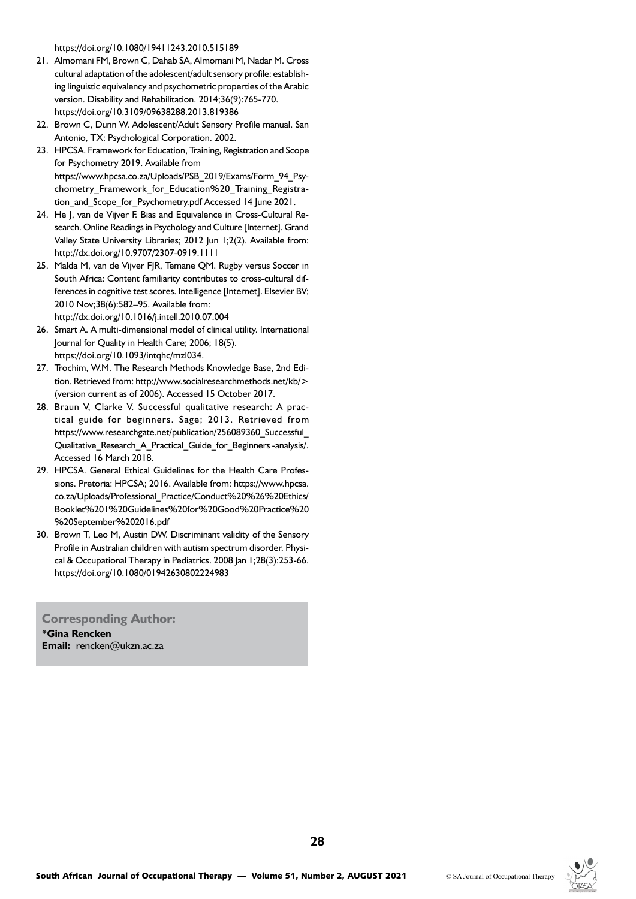https://doi.org/10.1080/19411243.2010.515189

21. Almomani FM, Brown C, Dahab SA, Almomani M, Nadar M. Cross cultural adaptation of the adolescent/adult sensory profile: establishing linguistic equivalency and psychometric properties of the Arabic version. Disability and Rehabilitation. 2014;36(9):765-770. https://doi.org/10.3109/09638288.2013.819386
22. Brown C, Dunn W. Adolescent/Adult Sensory Profile manual. San Antonio, TX: Psychological Corporation. 2002.
23. HPCSA. Framework for Education, Training, Registration and Scope for Psychometry 2019. Available from https://www.hpcsa.co.za/Uploads/PSB_2019/Exams/Form_94_Psychometry_Framework_for_Education%20_Training_Registration_and_Scope_for_Psychometry.pdf Accessed 14 June 2021.
24. He J, van de Vijver F. Bias and Equivalence in Cross-Cultural Research. Online Readings in Psychology and Culture [Internet]. Grand Valley State University Libraries; 2012 Jun 1;2(2). Available from: http://dx.doi.org/10.9707/2307-0919.1111
25. Malda M, van de Vijver FJR, Temane QM. Rugby versus Soccer in South Africa: Content familiarity contributes to cross-cultural differences in cognitive test scores. Intelligence [Internet]. Elsevier BV; 2010 Nov;38(6):582–95. Available from: http://dx.doi.org/10.1016/j.intell.2010.07.004
26. Smart A. A multi-dimensional model of clinical utility. International Journal for Quality in Health Care; 2006; 18(5). https://doi.org/10.1093/intqhc/mzl034.
27. Trochim, W.M. The Research Methods Knowledge Base, 2nd Edition. Retrieved from: http://www.socialresearchmethods.net/kb/> (version current as of 2006). Accessed 15 October 2017.
28. Braun V, Clarke V. Successful qualitative research: A practical guide for beginners. Sage; 2013. Retrieved from https://www.researchgate.net/publication/256089360_Successful_Qualitative_Research_A_Practical_Guide_for_Beginners -analysis/. Accessed 16 March 2018.
29. HPCSA. General Ethical Guidelines for the Health Care Professions. Pretoria: HPCSA; 2016. Available from: https://www.hpcsa.co.za/Uploads/Professional_Practice/Conduct%20%26%20Ethics/Booklet%201%20Guidelines%20for%20Good%20Practice%20%20September%202016.pdf
30. Brown T, Leo M, Austin DW. Discriminant validity of the Sensory Profile in Australian children with autism spectrum disorder. Physical & Occupational Therapy in Pediatrics. 2008 Jan 1;28(3):253-66. https://doi.org/10.1080/01942630802224983

**Corresponding Author:**

**\*Gina Rencken**

**Email:** rencken@ukzn.ac.za